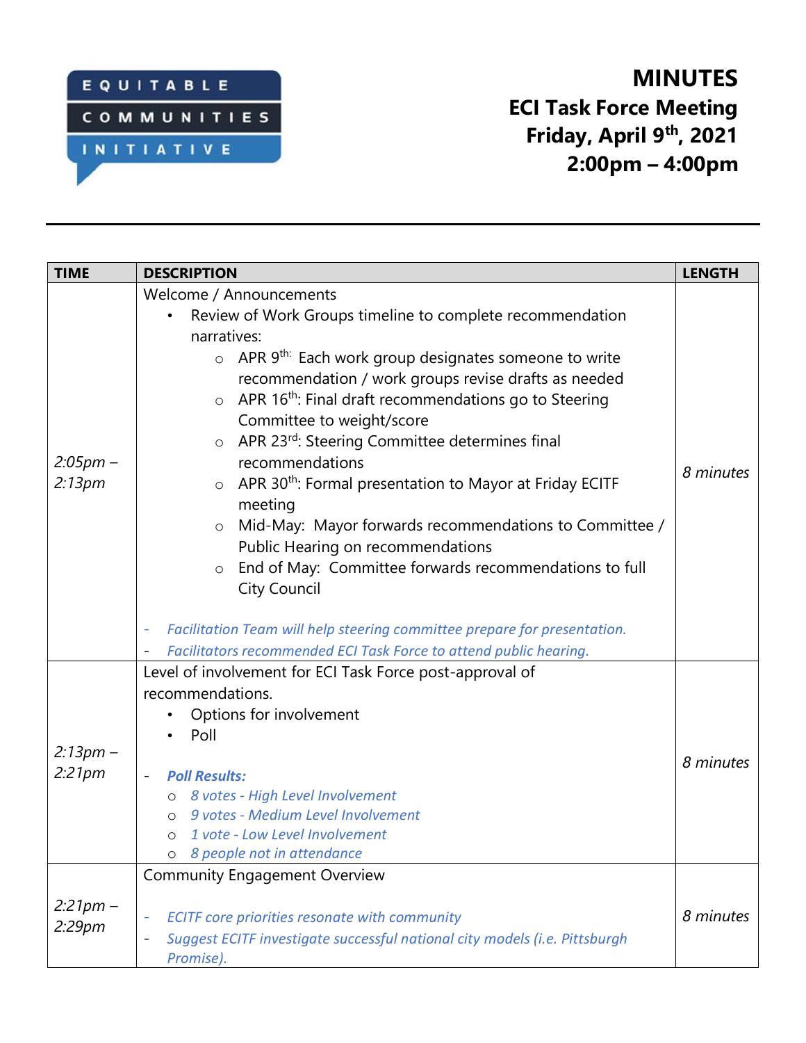EQUITABLE COMMUNITIES INITIATIVE

# MINUTES

## ECI Task Force Meeting
## Friday, April 9th, 2021
## 2:00pm – 4:00pm

| TIME | DESCRIPTION | LENGTH |
|---|---|---|
| *2:05pm – 2:13pm* | Welcome / Announcements<br>• Review of Work Groups timeline to complete recommendation narratives:<br>&nbsp;&nbsp;○ APR 9th: Each work group designates someone to write recommendation / work groups revise drafts as needed<br>&nbsp;&nbsp;○ APR 16th: Final draft recommendations go to Steering Committee to weight/score<br>&nbsp;&nbsp;○ APR 23rd: Steering Committee determines final recommendations<br>&nbsp;&nbsp;○ APR 30th: Formal presentation to Mayor at Friday ECITF meeting<br>&nbsp;&nbsp;○ Mid-May: Mayor forwards recommendations to Committee / Public Hearing on recommendations<br>&nbsp;&nbsp;○ End of May: Committee forwards recommendations to full City Council<br><br>- *Facilitation Team will help steering committee prepare for presentation.*<br>- *Facilitators recommended ECI Task Force to attend public hearing.* | *8 minutes* |
| *2:13pm – 2:21pm* | Level of involvement for ECI Task Force post-approval of recommendations.<br>• Options for involvement<br>• Poll<br><br>- ***Poll Results:***<br>&nbsp;&nbsp;○ *8 votes - High Level Involvement*<br>&nbsp;&nbsp;○ *9 votes - Medium Level Involvement*<br>&nbsp;&nbsp;○ *1 vote - Low Level Involvement*<br>&nbsp;&nbsp;○ *8 people not in attendance* | *8 minutes* |
| *2:21pm – 2:29pm* | Community Engagement Overview<br><br>- *ECITF core priorities resonate with community*<br>- *Suggest ECITF investigate successful national city models (i.e. Pittsburgh Promise).* | *8 minutes* |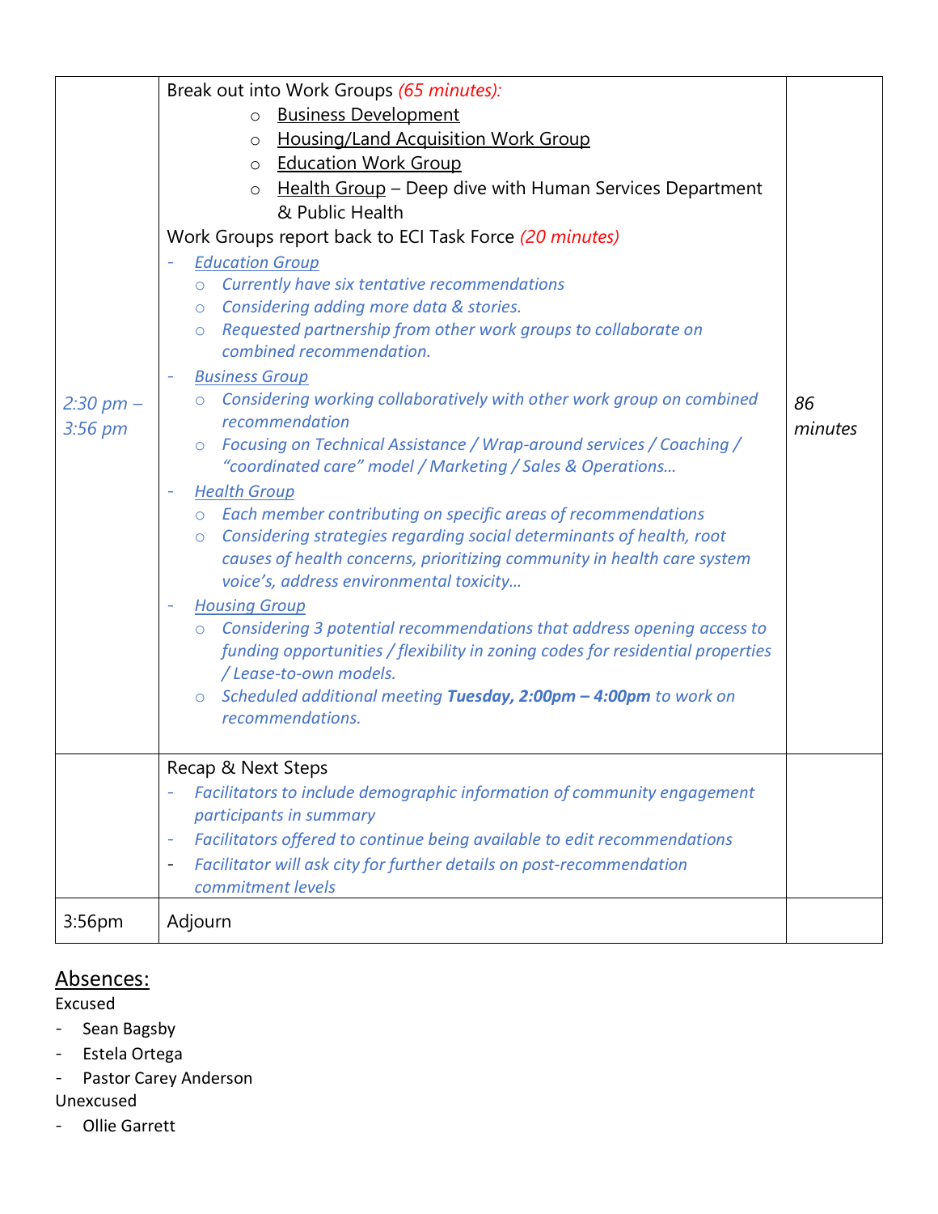| | | |
|---|---|---|
| *2:30 pm – 3:56 pm* | Break out into Work Groups *(65 minutes):*<br>○ Business Development<br>○ Housing/Land Acquisition Work Group<br>○ Education Work Group<br>○ Health Group – Deep dive with Human Services Department & Public Health<br>Work Groups report back to ECI Task Force *(20 minutes)*<br>- *Education Group*<br>&nbsp;&nbsp;○ *Currently have six tentative recommendations*<br>&nbsp;&nbsp;○ *Considering adding more data & stories.*<br>&nbsp;&nbsp;○ *Requested partnership from other work groups to collaborate on combined recommendation.*<br>- *Business Group*<br>&nbsp;&nbsp;○ *Considering working collaboratively with other work group on combined recommendation*<br>&nbsp;&nbsp;○ *Focusing on Technical Assistance / Wrap-around services / Coaching / "coordinated care" model / Marketing / Sales & Operations…*<br>- *Health Group*<br>&nbsp;&nbsp;○ *Each member contributing on specific areas of recommendations*<br>&nbsp;&nbsp;○ *Considering strategies regarding social determinants of health, root causes of health concerns, prioritizing community in health care system voice's, address environmental toxicity…*<br>- *Housing Group*<br>&nbsp;&nbsp;○ *Considering 3 potential recommendations that address opening access to funding opportunities / flexibility in zoning codes for residential properties / Lease-to-own models.*<br>&nbsp;&nbsp;○ *Scheduled additional meeting* ***Tuesday, 2:00pm – 4:00pm*** *to work on recommendations.* | *86 minutes* |
| | Recap & Next Steps<br>- *Facilitators to include demographic information of community engagement participants in summary*<br>- *Facilitators offered to continue being available to edit recommendations*<br>- *Facilitator will ask city for further details on post-recommendation commitment levels* | |
| 3:56pm | Adjourn | |

## Absences:

Excused

- Sean Bagsby
- Estela Ortega
- Pastor Carey Anderson

Unexcused

- Ollie Garrett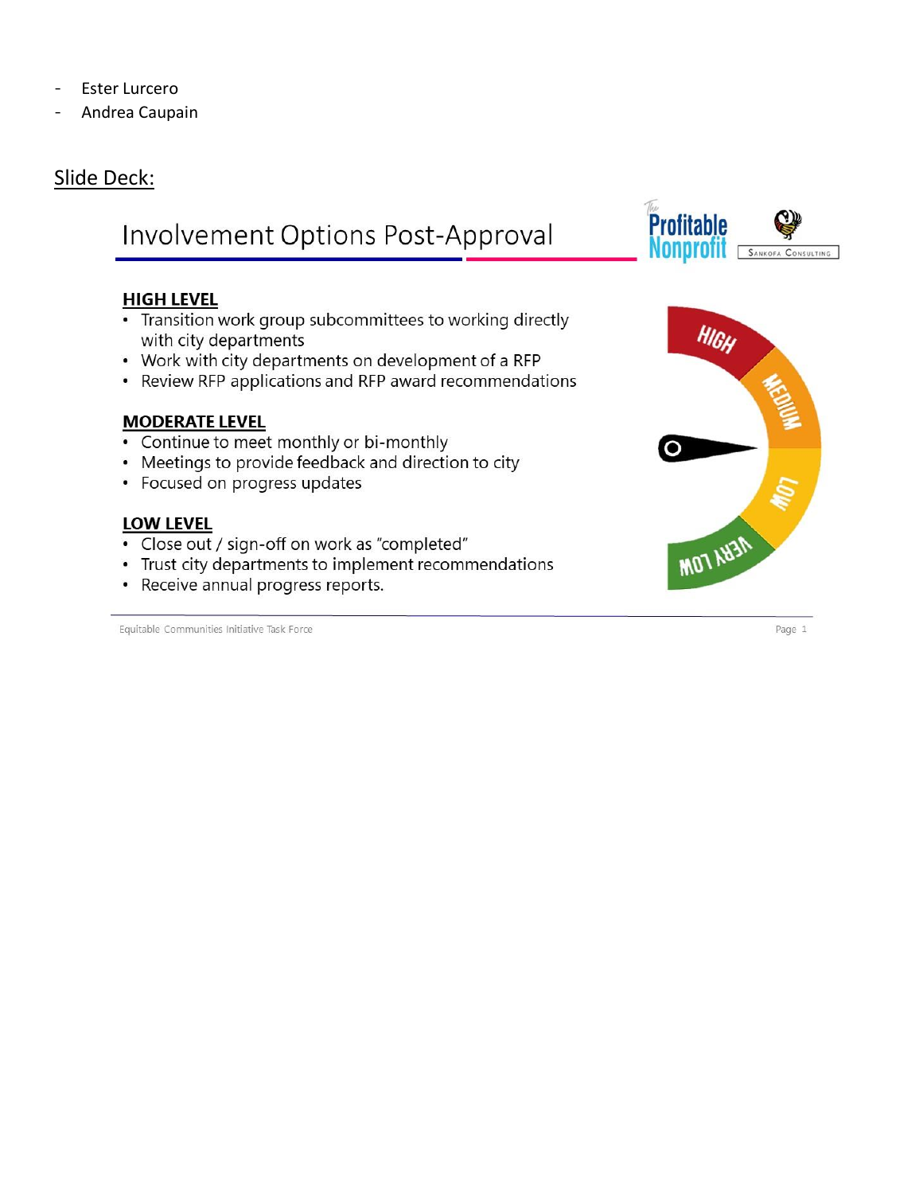- Ester Lurcero
- Andrea Caupain

Slide Deck:

## Involvement Options Post-Approval

The Profitable Nonprofit

Sankofa Consulting

**HIGH LEVEL**

- Transition work group subcommittees to working directly with city departments
- Work with city departments on development of a RFP
- Review RFP applications and RFP award recommendations

**MODERATE LEVEL**

- Continue to meet monthly or bi-monthly
- Meetings to provide feedback and direction to city
- Focused on progress updates

**LOW LEVEL**

- Close out / sign-off on work as "completed"
- Trust city departments to implement recommendations
- Receive annual progress reports.

HIGH

MEDIUM

LOW

VERY LOW

Equitable Communities Initiative Task Force